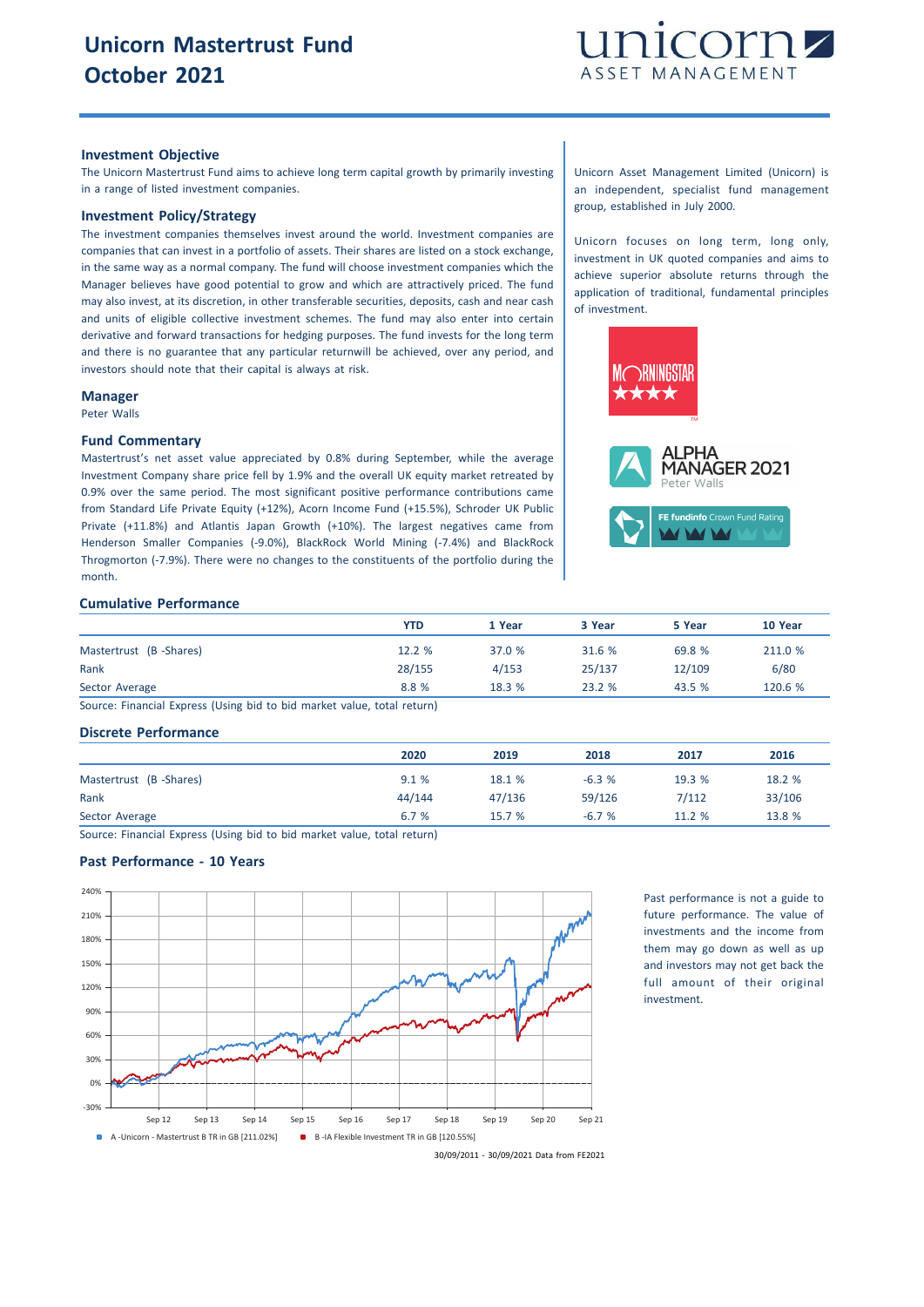# Unicorn Mastertrust Fund October 2021

## Investment Objective

The Unicorn Mastertrust Fund aims to achieve long term capital growth by primarily investing in a range of listed investment companies.

## Investment Policy/Strategy

The investment companies themselves invest around the world. Investment companies are companies that can invest in a portfolio of assets. Their shares are listed on a stock exchange, in the same way as a normal company. The fund will choose investment companies which the Manager believes have good potential to grow and which are attractively priced. The fund may also invest, at its discretion, in other transferable securities, deposits, cash and near cash and units of eligible collective investment schemes. The fund may also enter into certain derivative and forward transactions for hedging purposes. The fund invests for the long term and there is no guarantee that any particular returnwill be achieved, over any period, and investors should note that their capital is always at risk.

## Manager

Peter Walls

## Fund Commentary

Mastertrust's net asset value appreciated by 0.8% during September, while the average Investment Company share price fell by 1.9% and the overall UK equity market retreated by 0.9% over the same period. The most significant positive performance contributions came from Standard Life Private Equity (+12%), Acorn Income Fund (+15.5%), Schroder UK Public Private (+11.8%) and Atlantis Japan Growth (+10%). The largest negatives came from Henderson Smaller Companies (-9.0%), BlackRock World Mining (-7.4%) and BlackRock Throgmorton (-7.9%). There were no changes to the constituents of the portfolio during the month.

Unicorn Asset Management Limited (Unicorn) is an independent, specialist fund management group, established in July 2000.

Unicorn focuses on long term, long only, investment in UK quoted companies and aims to achieve superior absolute returns through the application of traditional, fundamental principles of investment.

MORNINGSTAR ★★★★

ALPHA MANAGER 2021 Peter Walls

FE fundinfo Crown Fund Rating

## Cumulative Performance

| | YTD | 1 Year | 3 Year | 5 Year | 10 Year |
|---|---|---|---|---|---|
| Mastertrust (B -Shares) | 12.2 % | 37.0 % | 31.6 % | 69.8 % | 211.0 % |
| Rank | 28/155 | 4/153 | 25/137 | 12/109 | 6/80 |
| Sector Average | 8.8 % | 18.3 % | 23.2 % | 43.5 % | 120.6 % |

Source: Financial Express (Using bid to bid market value, total return)

## Discrete Performance

| | 2020 | 2019 | 2018 | 2017 | 2016 |
|---|---|---|---|---|---|
| Mastertrust (B -Shares) | 9.1 % | 18.1 % | -6.3 % | 19.3 % | 18.2 % |
| Rank | 44/144 | 47/136 | 59/126 | 7/112 | 33/106 |
| Sector Average | 6.7 % | 15.7 % | -6.7 % | 11.2 % | 13.8 % |

Source: Financial Express (Using bid to bid market value, total return)

## Past Performance - 10 Years

A -Unicorn - Mastertrust B TR in GB [211.02%]   B -IA Flexible Investment TR in GB [120.55%]

30/09/2011 - 30/09/2021 Data from FE2021

Past performance is not a guide to future performance. The value of investments and the income from them may go down as well as up and investors may not get back the full amount of their original investment.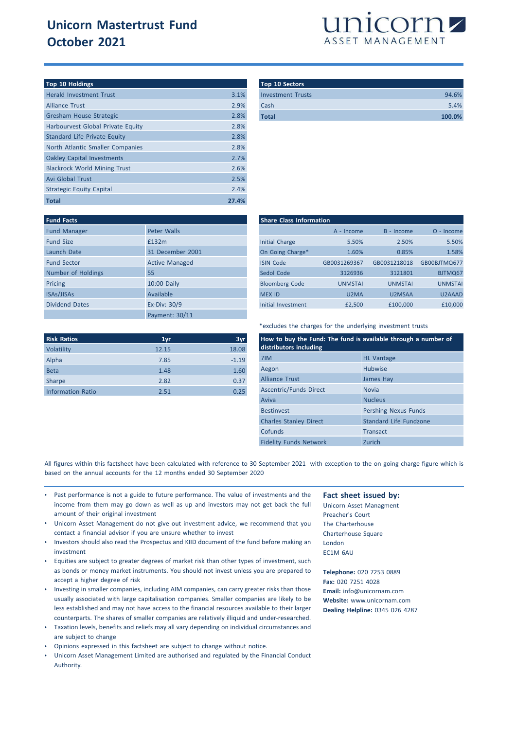# Unicorn Mastertrust Fund
# October 2021

| Top 10 Holdings | |
|---|---|
| Herald Investment Trust | 3.1% |
| Alliance Trust | 2.9% |
| Gresham House Strategic | 2.8% |
| Harbourvest Global Private Equity | 2.8% |
| Standard Life Private Equity | 2.8% |
| North Atlantic Smaller Companies | 2.8% |
| Oakley Capital Investments | 2.7% |
| Blackrock World Mining Trust | 2.6% |
| Avi Global Trust | 2.5% |
| Strategic Equity Capital | 2.4% |
| **Total** | **27.4%** |

| Top 10 Sectors | |
|---|---|
| Investment Trusts | 94.6% |
| Cash | 5.4% |
| **Total** | **100.0%** |

| Fund Facts | |
|---|---|
| Fund Manager | Peter Walls |
| Fund Size | £132m |
| Launch Date | 31 December 2001 |
| Fund Sector | Active Managed |
| Number of Holdings | 55 |
| Pricing | 10:00 Daily |
| ISAs/JISAs | Available |
| Dividend Dates | Ex-Div: 30/9 |
| | Payment: 30/11 |

| Share Class Information | A - Income | B - Income | O - Income |
|---|---|---|---|
| Initial Charge | 5.50% | 2.50% | 5.50% |
| On Going Charge* | 1.60% | 0.85% | 1.58% |
| ISIN Code | GB0031269367 | GB0031218018 | GB00BJTMQ677 |
| Sedol Code | 3126936 | 3121801 | BJTMQ67 |
| Bloomberg Code | UNMSTAI | UNMSTAI | UNMSTAI |
| MEX ID | U2MA | U2MSAA | U2AAAD |
| Initial Investment | £2,500 | £100,000 | £10,000 |

*excludes the charges for the underlying investment trusts

| Risk Ratios | 1yr | 3yr |
|---|---|---|
| Volatility | 12.15 | 18.08 |
| Alpha | 7.85 | -1.19 |
| Beta | 1.48 | 1.60 |
| Sharpe | 2.82 | 0.37 |
| Information Ratio | 2.51 | 0.25 |

| How to buy the Fund: The fund is available through a number of distributors including | |
|---|---|
| 7IM | HL Vantage |
| Aegon | Hubwise |
| Alliance Trust | James Hay |
| Ascentric/Funds Direct | Novia |
| Aviva | Nucleus |
| Bestinvest | Pershing Nexus Funds |
| Charles Stanley Direct | Standard Life Fundzone |
| Cofunds | Transact |
| Fidelity Funds Network | Zurich |

All figures within this factsheet have been calculated with reference to 30 September 2021 with exception to the on going charge figure which is based on the annual accounts for the 12 months ended 30 September 2020

- Past performance is not a guide to future performance. The value of investments and the income from them may go down as well as up and investors may not get back the full amount of their original investment
- Unicorn Asset Management do not give out investment advice, we recommend that you contact a financial advisor if you are unsure whether to invest
- Investors should also read the Prospectus and KIID document of the fund before making an investment
- Equities are subject to greater degrees of market risk than other types of investment, such as bonds or money market instruments. You should not invest unless you are prepared to accept a higher degree of risk
- Investing in smaller companies, including AIM companies, can carry greater risks than those usually associated with large capitalisation companies. Smaller companies are likely to be less established and may not have access to the financial resources available to their larger counterparts. The shares of smaller companies are relatively illiquid and under-researched.
- Taxation levels, benefits and reliefs may all vary depending on individual circumstances and are subject to change
- Opinions expressed in this factsheet are subject to change without notice.
- Unicorn Asset Management Limited are authorised and regulated by the Financial Conduct Authority.

### Fact sheet issued by:

Unicorn Asset Managment
Preacher's Court
The Charterhouse
Charterhouse Square
London
EC1M 6AU

**Telephone:** 020 7253 0889
**Fax:** 020 7251 4028
**Email:** info@unicornam.com
**Website:** www.unicornam.com
**Dealing Helpline:** 0345 026 4287